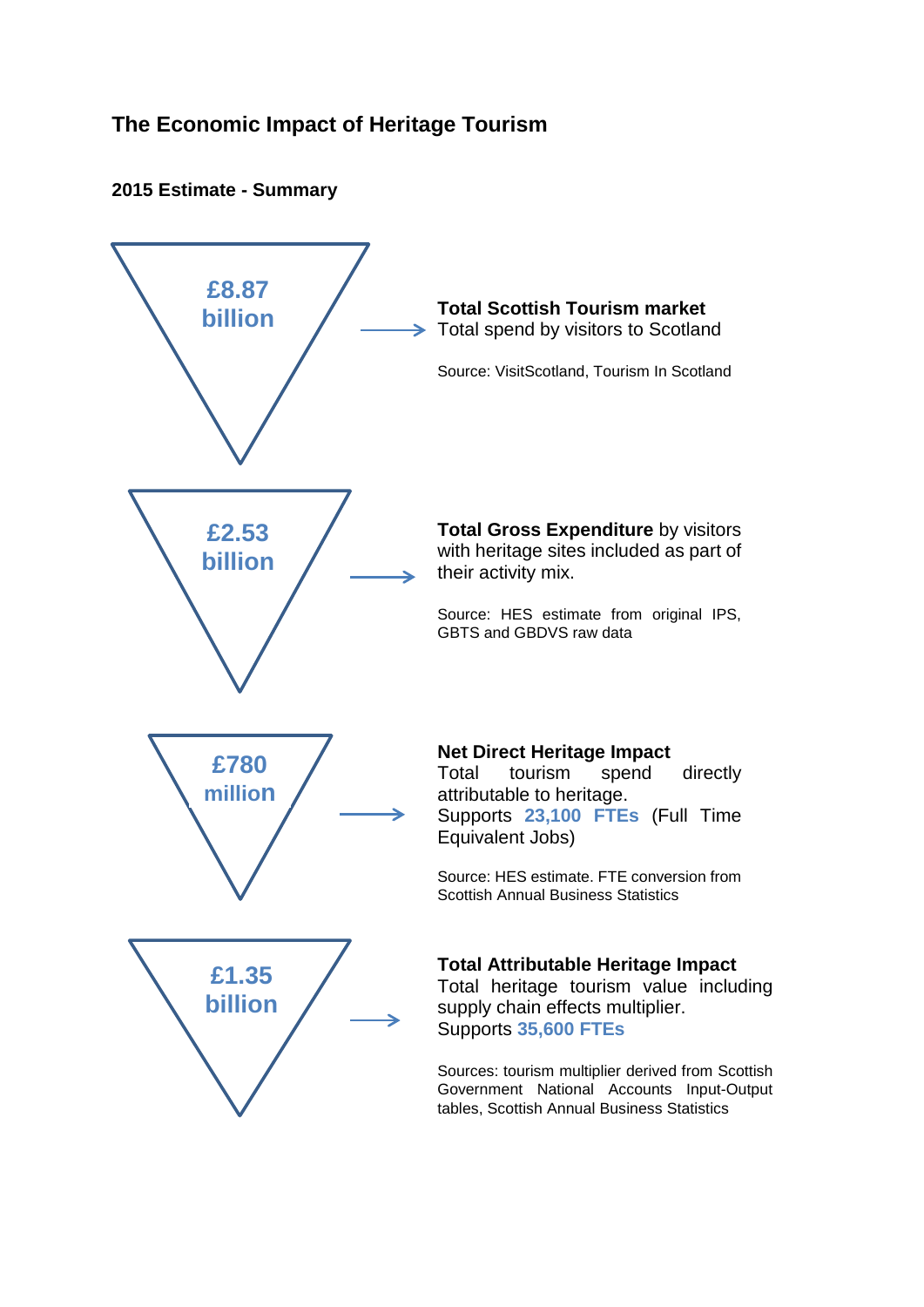# The Economic Impact of Heritage Tourism

## 2015 Estimate - Summary

**£8.87 billion**

**Total Scottish Tourism market**
Total spend by visitors to Scotland

Source: VisitScotland, Tourism In Scotland

**£2.53 billion**

**Total Gross Expenditure** by visitors with heritage sites included as part of their activity mix.

Source: HES estimate from original IPS, GBTS and GBDVS raw data

**£780 million**

**Net Direct Heritage Impact**
Total tourism spend directly attributable to heritage.
Supports **23,100 FTEs** (Full Time Equivalent Jobs)

Source: HES estimate. FTE conversion from Scottish Annual Business Statistics

**£1.35 billion**

**Total Attributable Heritage Impact**
Total heritage tourism value including supply chain effects multiplier.
Supports **35,600 FTEs**

Sources: tourism multiplier derived from Scottish Government National Accounts Input-Output tables, Scottish Annual Business Statistics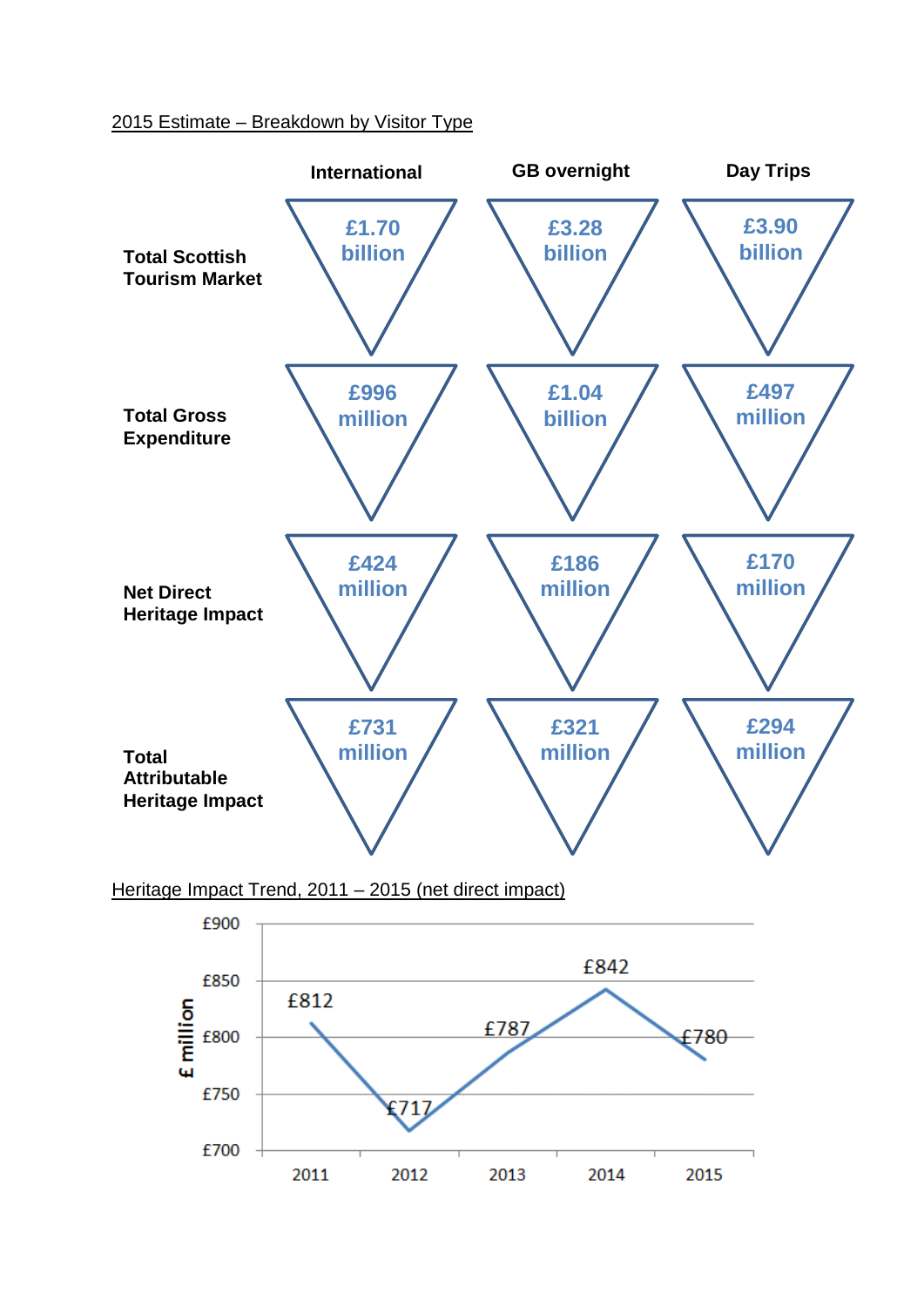2015 Estimate – Breakdown by Visitor Type

| | International | GB overnight | Day Trips |
|---|---|---|---|
| **Total Scottish Tourism Market** | £1.70 billion | £3.28 billion | £3.90 billion |
| **Total Gross Expenditure** | £996 million | £1.04 billion | £497 million |
| **Net Direct Heritage Impact** | £424 million | £186 million | £170 million |
| **Total Attributable Heritage Impact** | £731 million | £321 million | £294 million |

Heritage Impact Trend, 2011 – 2015 (net direct impact)

| Year | £ million |
|---|---|
| 2011 | £812 |
| 2012 | £717 |
| 2013 | £787 |
| 2014 | £842 |
| 2015 | £780 |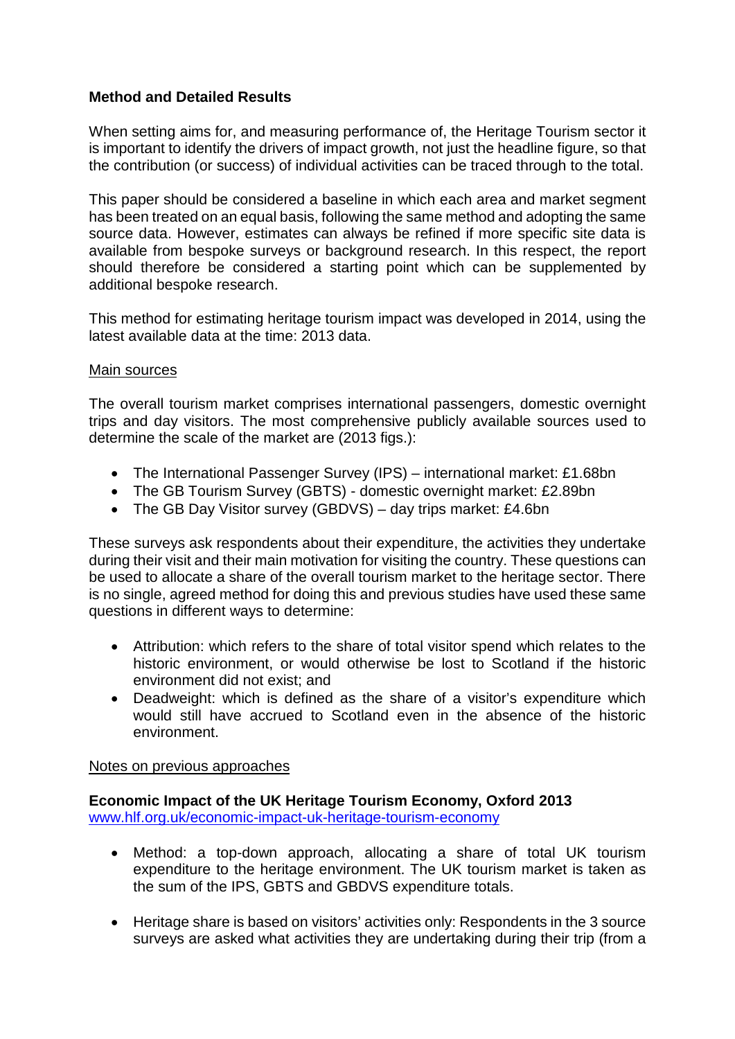**Method and Detailed Results**

When setting aims for, and measuring performance of, the Heritage Tourism sector it is important to identify the drivers of impact growth, not just the headline figure, so that the contribution (or success) of individual activities can be traced through to the total.

This paper should be considered a baseline in which each area and market segment has been treated on an equal basis, following the same method and adopting the same source data. However, estimates can always be refined if more specific site data is available from bespoke surveys or background research. In this respect, the report should therefore be considered a starting point which can be supplemented by additional bespoke research.

This method for estimating heritage tourism impact was developed in 2014, using the latest available data at the time: 2013 data.

Main sources

The overall tourism market comprises international passengers, domestic overnight trips and day visitors. The most comprehensive publicly available sources used to determine the scale of the market are (2013 figs.):

- The International Passenger Survey (IPS) – international market: £1.68bn
- The GB Tourism Survey (GBTS) - domestic overnight market: £2.89bn
- The GB Day Visitor survey (GBDVS) – day trips market: £4.6bn

These surveys ask respondents about their expenditure, the activities they undertake during their visit and their main motivation for visiting the country. These questions can be used to allocate a share of the overall tourism market to the heritage sector. There is no single, agreed method for doing this and previous studies have used these same questions in different ways to determine:

- Attribution: which refers to the share of total visitor spend which relates to the historic environment, or would otherwise be lost to Scotland if the historic environment did not exist; and
- Deadweight: which is defined as the share of a visitor's expenditure which would still have accrued to Scotland even in the absence of the historic environment.

Notes on previous approaches

**Economic Impact of the UK Heritage Tourism Economy, Oxford 2013**
www.hlf.org.uk/economic-impact-uk-heritage-tourism-economy

- Method: a top-down approach, allocating a share of total UK tourism expenditure to the heritage environment. The UK tourism market is taken as the sum of the IPS, GBTS and GBDVS expenditure totals.

- Heritage share is based on visitors' activities only: Respondents in the 3 source surveys are asked what activities they are undertaking during their trip (from a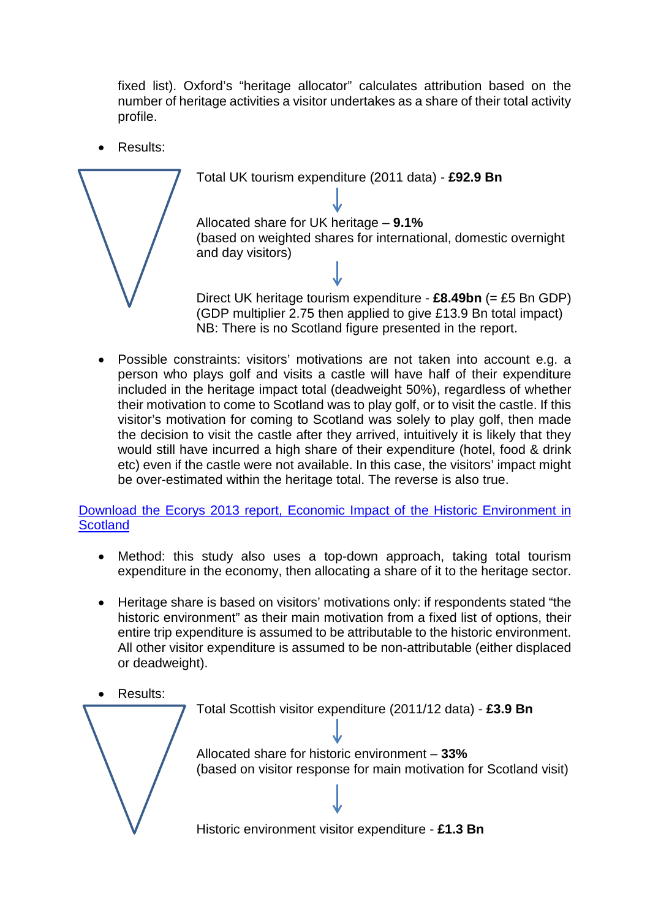fixed list). Oxford's "heritage allocator" calculates attribution based on the number of heritage activities a visitor undertakes as a share of their total activity profile.

- Results:

Total UK tourism expenditure (2011 data) - **£92.9 Bn**

↓

Allocated share for UK heritage – **9.1%**
(based on weighted shares for international, domestic overnight and day visitors)

↓

Direct UK heritage tourism expenditure - **£8.49bn** (= £5 Bn GDP)
(GDP multiplier 2.75 then applied to give £13.9 Bn total impact)
NB: There is no Scotland figure presented in the report.

- Possible constraints: visitors' motivations are not taken into account e.g. a person who plays golf and visits a castle will have half of their expenditure included in the heritage impact total (deadweight 50%), regardless of whether their motivation to come to Scotland was to play golf, or to visit the castle. If this visitor's motivation for coming to Scotland was solely to play golf, then made the decision to visit the castle after they arrived, intuitively it is likely that they would still have incurred a high share of their expenditure (hotel, food & drink etc) even if the castle were not available. In this case, the visitors' impact might be over-estimated within the heritage total. The reverse is also true.

Download the Ecorys 2013 report, Economic Impact of the Historic Environment in Scotland

- Method: this study also uses a top-down approach, taking total tourism expenditure in the economy, then allocating a share of it to the heritage sector.

- Heritage share is based on visitors' motivations only: if respondents stated "the historic environment" as their main motivation from a fixed list of options, their entire trip expenditure is assumed to be attributable to the historic environment. All other visitor expenditure is assumed to be non-attributable (either displaced or deadweight).

- Results:

Total Scottish visitor expenditure (2011/12 data) - **£3.9 Bn**

↓

Allocated share for historic environment – **33%**
(based on visitor response for main motivation for Scotland visit)

↓

Historic environment visitor expenditure - **£1.3 Bn**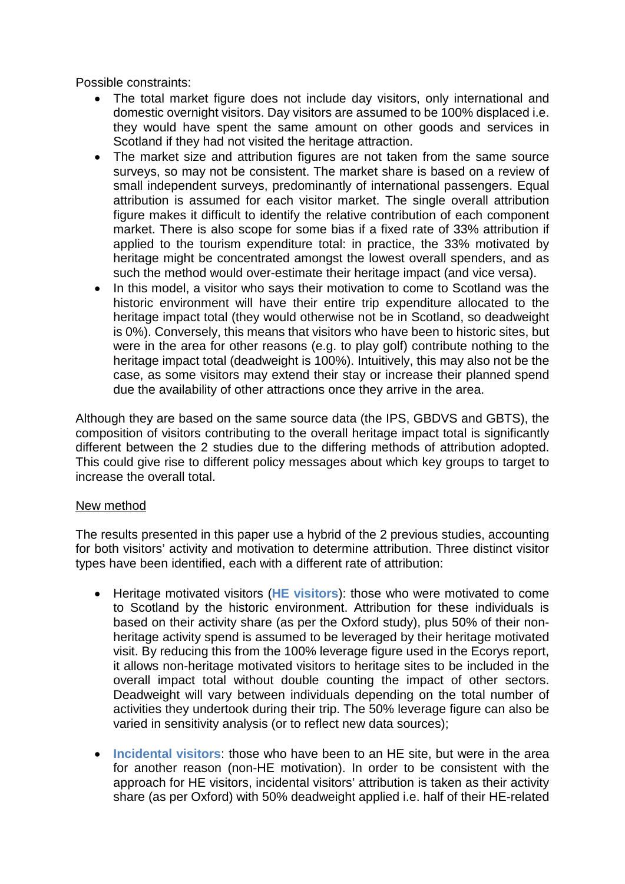Possible constraints:

- The total market figure does not include day visitors, only international and domestic overnight visitors. Day visitors are assumed to be 100% displaced i.e. they would have spent the same amount on other goods and services in Scotland if they had not visited the heritage attraction.
- The market size and attribution figures are not taken from the same source surveys, so may not be consistent. The market share is based on a review of small independent surveys, predominantly of international passengers. Equal attribution is assumed for each visitor market. The single overall attribution figure makes it difficult to identify the relative contribution of each component market. There is also scope for some bias if a fixed rate of 33% attribution if applied to the tourism expenditure total: in practice, the 33% motivated by heritage might be concentrated amongst the lowest overall spenders, and as such the method would over-estimate their heritage impact (and vice versa).
- In this model, a visitor who says their motivation to come to Scotland was the historic environment will have their entire trip expenditure allocated to the heritage impact total (they would otherwise not be in Scotland, so deadweight is 0%). Conversely, this means that visitors who have been to historic sites, but were in the area for other reasons (e.g. to play golf) contribute nothing to the heritage impact total (deadweight is 100%). Intuitively, this may also not be the case, as some visitors may extend their stay or increase their planned spend due the availability of other attractions once they arrive in the area.

Although they are based on the same source data (the IPS, GBDVS and GBTS), the composition of visitors contributing to the overall heritage impact total is significantly different between the 2 studies due to the differing methods of attribution adopted. This could give rise to different policy messages about which key groups to target to increase the overall total.

New method

The results presented in this paper use a hybrid of the 2 previous studies, accounting for both visitors' activity and motivation to determine attribution. Three distinct visitor types have been identified, each with a different rate of attribution:

- Heritage motivated visitors (**HE visitors**): those who were motivated to come to Scotland by the historic environment. Attribution for these individuals is based on their activity share (as per the Oxford study), plus 50% of their non-heritage activity spend is assumed to be leveraged by their heritage motivated visit. By reducing this from the 100% leverage figure used in the Ecorys report, it allows non-heritage motivated visitors to heritage sites to be included in the overall impact total without double counting the impact of other sectors. Deadweight will vary between individuals depending on the total number of activities they undertook during their trip. The 50% leverage figure can also be varied in sensitivity analysis (or to reflect new data sources);

- **Incidental visitors**: those who have been to an HE site, but were in the area for another reason (non-HE motivation). In order to be consistent with the approach for HE visitors, incidental visitors' attribution is taken as their activity share (as per Oxford) with 50% deadweight applied i.e. half of their HE-related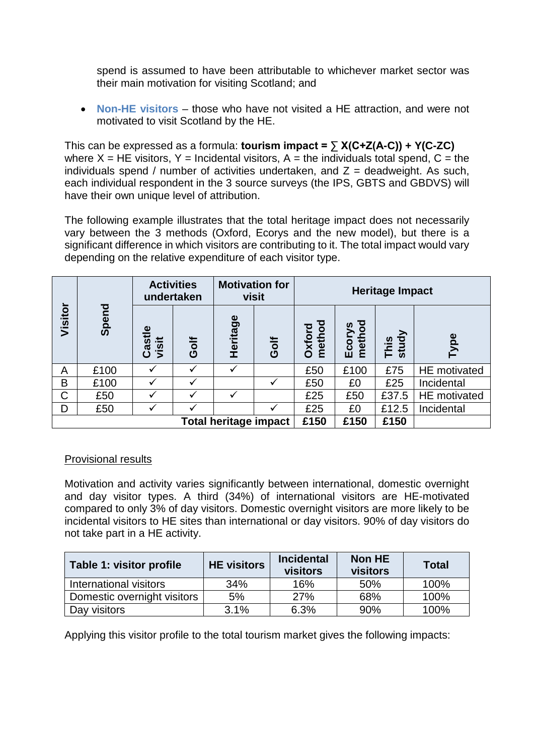spend is assumed to have been attributable to whichever market sector was their main motivation for visiting Scotland; and

- **Non-HE visitors** – those who have not visited a HE attraction, and were not motivated to visit Scotland by the HE.

This can be expressed as a formula: **tourism impact = $\sum X(C+Z(A-C)) + Y(C-ZC)$** where X = HE visitors, Y = Incidental visitors, A = the individuals total spend, C = the individuals spend / number of activities undertaken, and Z = deadweight. As such, each individual respondent in the 3 source surveys (the IPS, GBTS and GBDVS) will have their own unique level of attribution.

The following example illustrates that the total heritage impact does not necessarily vary between the 3 methods (Oxford, Ecorys and the new model), but there is a significant difference in which visitors are contributing to it. The total impact would vary depending on the relative expenditure of each visitor type.

| Visitor | Spend | Activities undertaken | | Motivation for visit | | Heritage Impact | | | |
|---|---|---|---|---|---|---|---|---|---|
| | | Castle visit | Golf | Heritage | Golf | Oxford method | Ecorys method | This study | Type |
| A | £100 | ✓ | ✓ | ✓ | | £50 | £100 | £75 | HE motivated |
| B | £100 | ✓ | ✓ | | ✓ | £50 | £0 | £25 | Incidental |
| C | £50 | ✓ | ✓ | ✓ | | £25 | £50 | £37.5 | HE motivated |
| D | £50 | ✓ | ✓ | | ✓ | £25 | £0 | £12.5 | Incidental |
| **Total heritage impact** | | | | | | **£150** | **£150** | **£150** | |

<u>Provisional results</u>

Motivation and activity varies significantly between international, domestic overnight and day visitor types. A third (34%) of international visitors are HE-motivated compared to only 3% of day visitors. Domestic overnight visitors are more likely to be incidental visitors to HE sites than international or day visitors. 90% of day visitors do not take part in a HE activity.

| Table 1: visitor profile | HE visitors | Incidental visitors | Non HE visitors | Total |
|---|---|---|---|---|
| International visitors | 34% | 16% | 50% | 100% |
| Domestic overnight visitors | 5% | 27% | 68% | 100% |
| Day visitors | 3.1% | 6.3% | 90% | 100% |

Applying this visitor profile to the total tourism market gives the following impacts: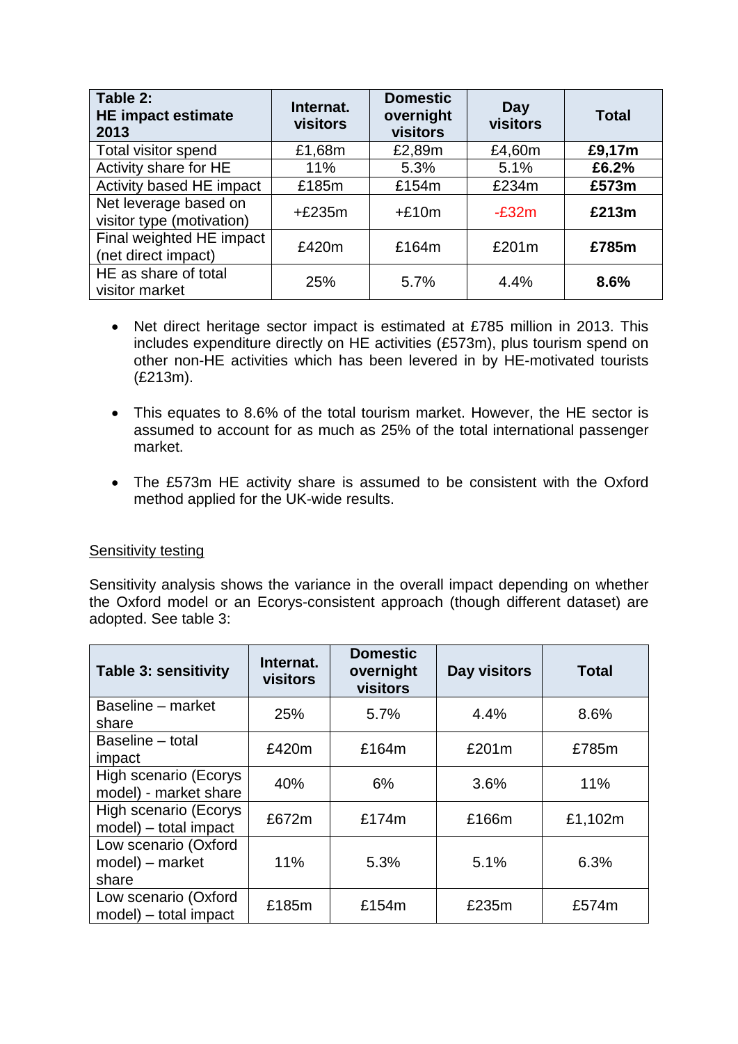| Table 2: HE impact estimate 2013 | Internat. visitors | Domestic overnight visitors | Day visitors | Total |
|---|---|---|---|---|
| Total visitor spend | £1,68m | £2,89m | £4,60m | **£9,17m** |
| Activity share for HE | 11% | 5.3% | 5.1% | **£6.2%** |
| Activity based HE impact | £185m | £154m | £234m | **£573m** |
| Net leverage based on visitor type (motivation) | +£235m | +£10m | -£32m | **£213m** |
| Final weighted HE impact (net direct impact) | £420m | £164m | £201m | **£785m** |
| HE as share of total visitor market | 25% | 5.7% | 4.4% | **8.6%** |

- Net direct heritage sector impact is estimated at £785 million in 2013. This includes expenditure directly on HE activities (£573m), plus tourism spend on other non-HE activities which has been levered in by HE-motivated tourists (£213m).

- This equates to 8.6% of the total tourism market. However, the HE sector is assumed to account for as much as 25% of the total international passenger market.

- The £573m HE activity share is assumed to be consistent with the Oxford method applied for the UK-wide results.

Sensitivity testing

Sensitivity analysis shows the variance in the overall impact depending on whether the Oxford model or an Ecorys-consistent approach (though different dataset) are adopted. See table 3:

| Table 3: sensitivity | Internat. visitors | Domestic overnight visitors | Day visitors | Total |
|---|---|---|---|---|
| Baseline – market share | 25% | 5.7% | 4.4% | 8.6% |
| Baseline – total impact | £420m | £164m | £201m | £785m |
| High scenario (Ecorys model) - market share | 40% | 6% | 3.6% | 11% |
| High scenario (Ecorys model) – total impact | £672m | £174m | £166m | £1,102m |
| Low scenario (Oxford model) – market share | 11% | 5.3% | 5.1% | 6.3% |
| Low scenario (Oxford model) – total impact | £185m | £154m | £235m | £574m |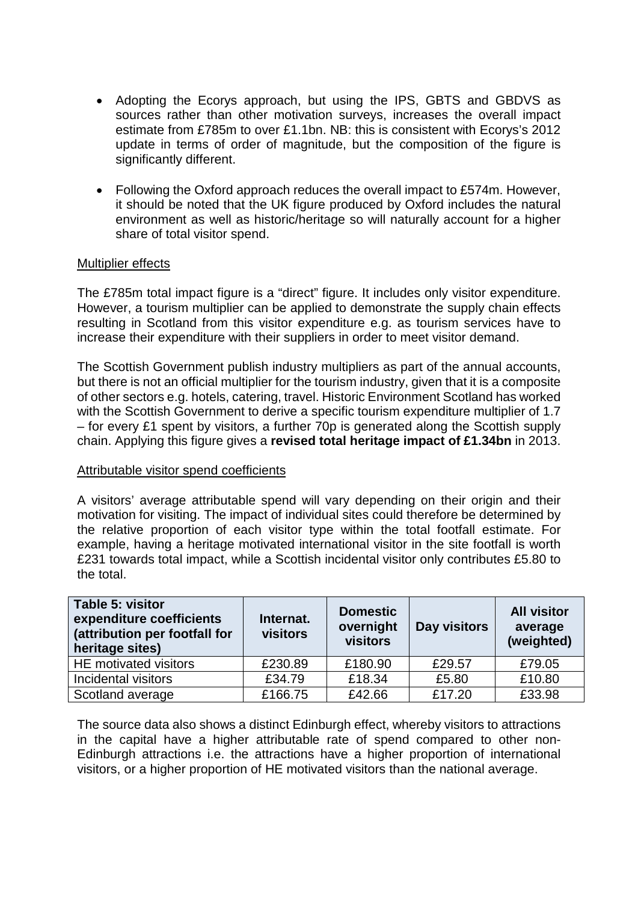- Adopting the Ecorys approach, but using the IPS, GBTS and GBDVS as sources rather than other motivation surveys, increases the overall impact estimate from £785m to over £1.1bn. NB: this is consistent with Ecorys's 2012 update in terms of order of magnitude, but the composition of the figure is significantly different.

- Following the Oxford approach reduces the overall impact to £574m. However, it should be noted that the UK figure produced by Oxford includes the natural environment as well as historic/heritage so will naturally account for a higher share of total visitor spend.

Multiplier effects

The £785m total impact figure is a "direct" figure. It includes only visitor expenditure. However, a tourism multiplier can be applied to demonstrate the supply chain effects resulting in Scotland from this visitor expenditure e.g. as tourism services have to increase their expenditure with their suppliers in order to meet visitor demand.

The Scottish Government publish industry multipliers as part of the annual accounts, but there is not an official multiplier for the tourism industry, given that it is a composite of other sectors e.g. hotels, catering, travel. Historic Environment Scotland has worked with the Scottish Government to derive a specific tourism expenditure multiplier of 1.7 – for every £1 spent by visitors, a further 70p is generated along the Scottish supply chain. Applying this figure gives a **revised total heritage impact of £1.34bn** in 2013.

Attributable visitor spend coefficients

A visitors' average attributable spend will vary depending on their origin and their motivation for visiting. The impact of individual sites could therefore be determined by the relative proportion of each visitor type within the total footfall estimate. For example, having a heritage motivated international visitor in the site footfall is worth £231 towards total impact, while a Scottish incidental visitor only contributes £5.80 to the total.

| **Table 5: visitor expenditure coefficients (attribution per footfall for heritage sites)** | **Internat. visitors** | **Domestic overnight visitors** | **Day visitors** | **All visitor average (weighted)** |
|---|---|---|---|---|
| HE motivated visitors | £230.89 | £180.90 | £29.57 | £79.05 |
| Incidental visitors | £34.79 | £18.34 | £5.80 | £10.80 |
| Scotland average | £166.75 | £42.66 | £17.20 | £33.98 |

The source data also shows a distinct Edinburgh effect, whereby visitors to attractions in the capital have a higher attributable rate of spend compared to other non-Edinburgh attractions i.e. the attractions have a higher proportion of international visitors, or a higher proportion of HE motivated visitors than the national average.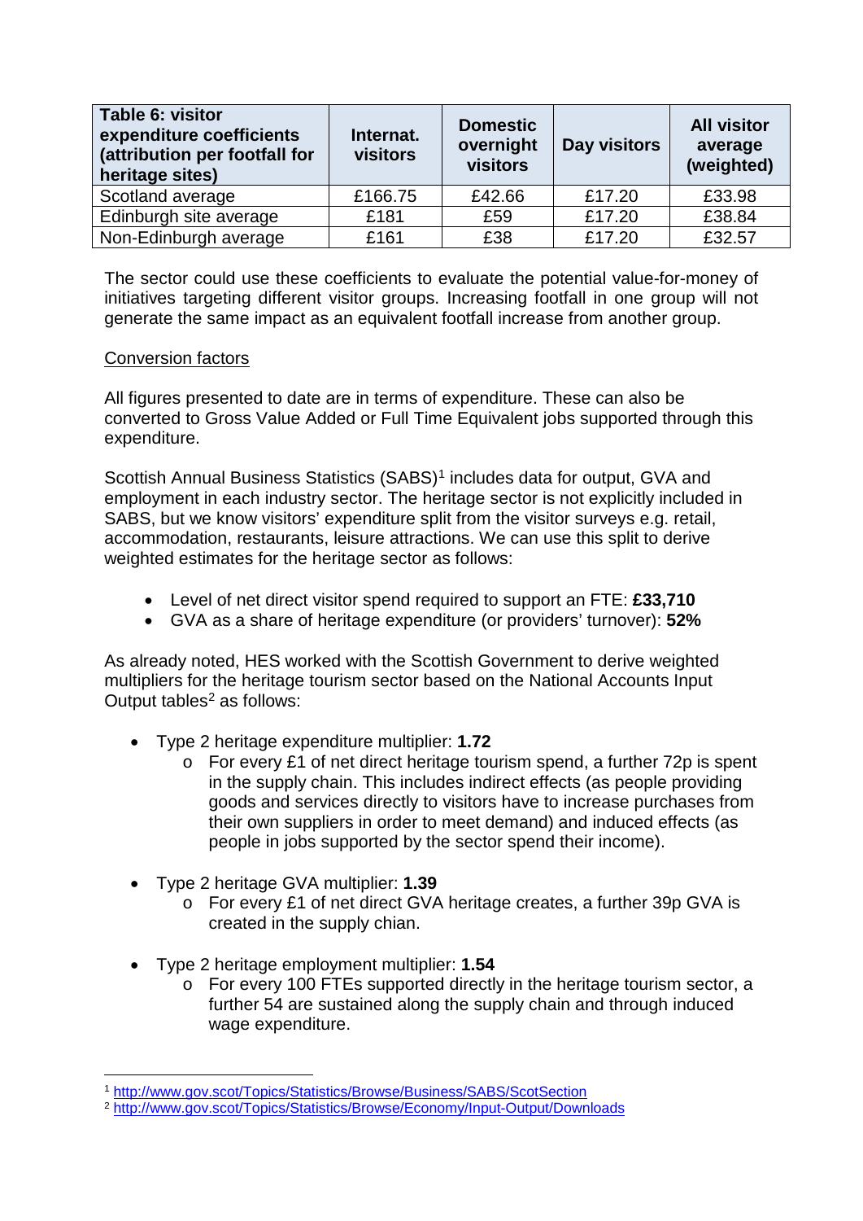| Table 6: visitor expenditure coefficients (attribution per footfall for heritage sites) | Internat. visitors | Domestic overnight visitors | Day visitors | All visitor average (weighted) |
|---|---|---|---|---|
| Scotland average | £166.75 | £42.66 | £17.20 | £33.98 |
| Edinburgh site average | £181 | £59 | £17.20 | £38.84 |
| Non-Edinburgh average | £161 | £38 | £17.20 | £32.57 |

The sector could use these coefficients to evaluate the potential value-for-money of initiatives targeting different visitor groups. Increasing footfall in one group will not generate the same impact as an equivalent footfall increase from another group.

Conversion factors

All figures presented to date are in terms of expenditure. These can also be converted to Gross Value Added or Full Time Equivalent jobs supported through this expenditure.

Scottish Annual Business Statistics (SABS)[1] includes data for output, GVA and employment in each industry sector. The heritage sector is not explicitly included in SABS, but we know visitors' expenditure split from the visitor surveys e.g. retail, accommodation, restaurants, leisure attractions. We can use this split to derive weighted estimates for the heritage sector as follows:

- Level of net direct visitor spend required to support an FTE: **£33,710**
- GVA as a share of heritage expenditure (or providers' turnover): **52%**

As already noted, HES worked with the Scottish Government to derive weighted multipliers for the heritage tourism sector based on the National Accounts Input Output tables[2] as follows:

- Type 2 heritage expenditure multiplier: **1.72**
  - For every £1 of net direct heritage tourism spend, a further 72p is spent in the supply chain. This includes indirect effects (as people providing goods and services directly to visitors have to increase purchases from their own suppliers in order to meet demand) and induced effects (as people in jobs supported by the sector spend their income).
- Type 2 heritage GVA multiplier: **1.39**
  - For every £1 of net direct GVA heritage creates, a further 39p GVA is created in the supply chian.
- Type 2 heritage employment multiplier: **1.54**
  - For every 100 FTEs supported directly in the heritage tourism sector, a further 54 are sustained along the supply chain and through induced wage expenditure.

---

[1] http://www.gov.scot/Topics/Statistics/Browse/Business/SABS/ScotSection

[2] http://www.gov.scot/Topics/Statistics/Browse/Economy/Input-Output/Downloads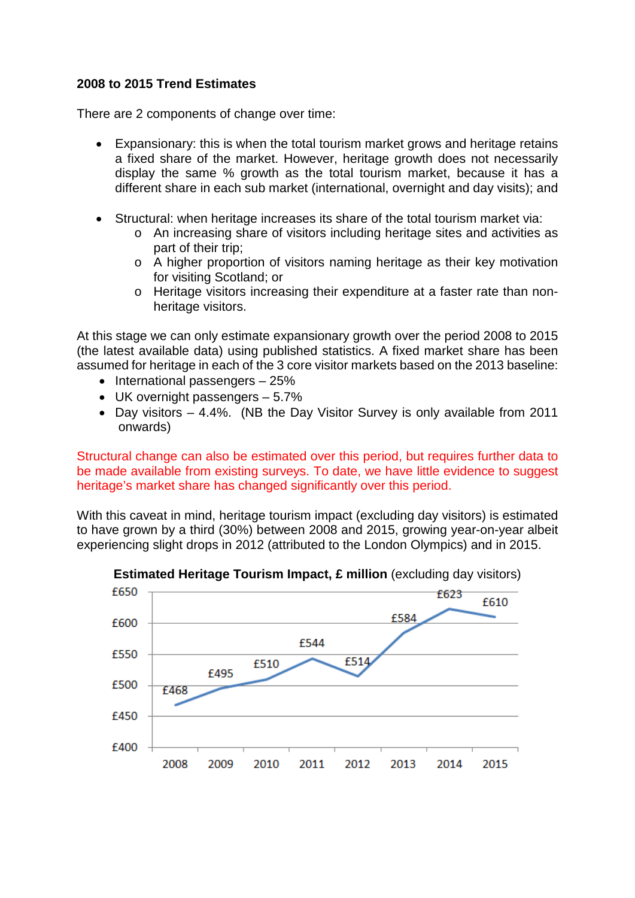**2008 to 2015 Trend Estimates**

There are 2 components of change over time:

- Expansionary: this is when the total tourism market grows and heritage retains a fixed share of the market. However, heritage growth does not necessarily display the same % growth as the total tourism market, because it has a different share in each sub market (international, overnight and day visits); and

- Structural: when heritage increases its share of the total tourism market via:
  - An increasing share of visitors including heritage sites and activities as part of their trip;
  - A higher proportion of visitors naming heritage as their key motivation for visiting Scotland; or
  - Heritage visitors increasing their expenditure at a faster rate than non-heritage visitors.

At this stage we can only estimate expansionary growth over the period 2008 to 2015 (the latest available data) using published statistics. A fixed market share has been assumed for heritage in each of the 3 core visitor markets based on the 2013 baseline:

- International passengers – 25%
- UK overnight passengers – 5.7%
- Day visitors – 4.4%. (NB the Day Visitor Survey is only available from 2011 onwards)

Structural change can also be estimated over this period, but requires further data to be made available from existing surveys. To date, we have little evidence to suggest heritage's market share has changed significantly over this period.

With this caveat in mind, heritage tourism impact (excluding day visitors) is estimated to have grown by a third (30%) between 2008 and 2015, growing year-on-year albeit experiencing slight drops in 2012 (attributed to the London Olympics) and in 2015.

**Estimated Heritage Tourism Impact, £ million** (excluding day visitors)

| Year | £ million |
|---|---|
| 2008 | £468 |
| 2009 | £495 |
| 2010 | £510 |
| 2011 | £544 |
| 2012 | £514 |
| 2013 | £584 |
| 2014 | £623 |
| 2015 | £610 |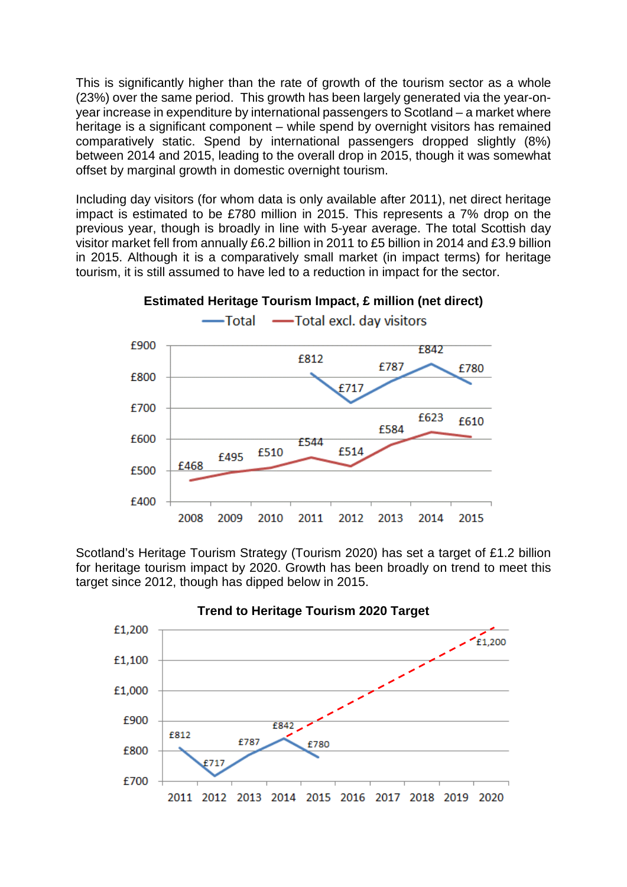This is significantly higher than the rate of growth of the tourism sector as a whole (23%) over the same period. This growth has been largely generated via the year-on-year increase in expenditure by international passengers to Scotland – a market where heritage is a significant component – while spend by overnight visitors has remained comparatively static. Spend by international passengers dropped slightly (8%) between 2014 and 2015, leading to the overall drop in 2015, though it was somewhat offset by marginal growth in domestic overnight tourism.

Including day visitors (for whom data is only available after 2011), net direct heritage impact is estimated to be £780 million in 2015. This represents a 7% drop on the previous year, though is broadly in line with 5-year average. The total Scottish day visitor market fell from annually £6.2 billion in 2011 to £5 billion in 2014 and £3.9 billion in 2015. Although it is a comparatively small market (in impact terms) for heritage tourism, it is still assumed to have led to a reduction in impact for the sector.

**Estimated Heritage Tourism Impact, £ million (net direct)**

| Year | Total | Total excl. day visitors |
|---|---|---|
| 2008 | | £468 |
| 2009 | | £495 |
| 2010 | | £510 |
| 2011 | £812 | £544 |
| 2012 | £717 | £514 |
| 2013 | £787 | £584 |
| 2014 | £842 | £623 |
| 2015 | £780 | £610 |

Scotland's Heritage Tourism Strategy (Tourism 2020) has set a target of £1.2 billion for heritage tourism impact by 2020. Growth has been broadly on trend to meet this target since 2012, though has dipped below in 2015.

**Trend to Heritage Tourism 2020 Target**

| Year | Impact | Target trend |
|---|---|---|
| 2011 | £812 | |
| 2012 | £717 | |
| 2013 | £787 | |
| 2014 | £842 | £842 |
| 2015 | £780 | |
| 2020 | | £1,200 |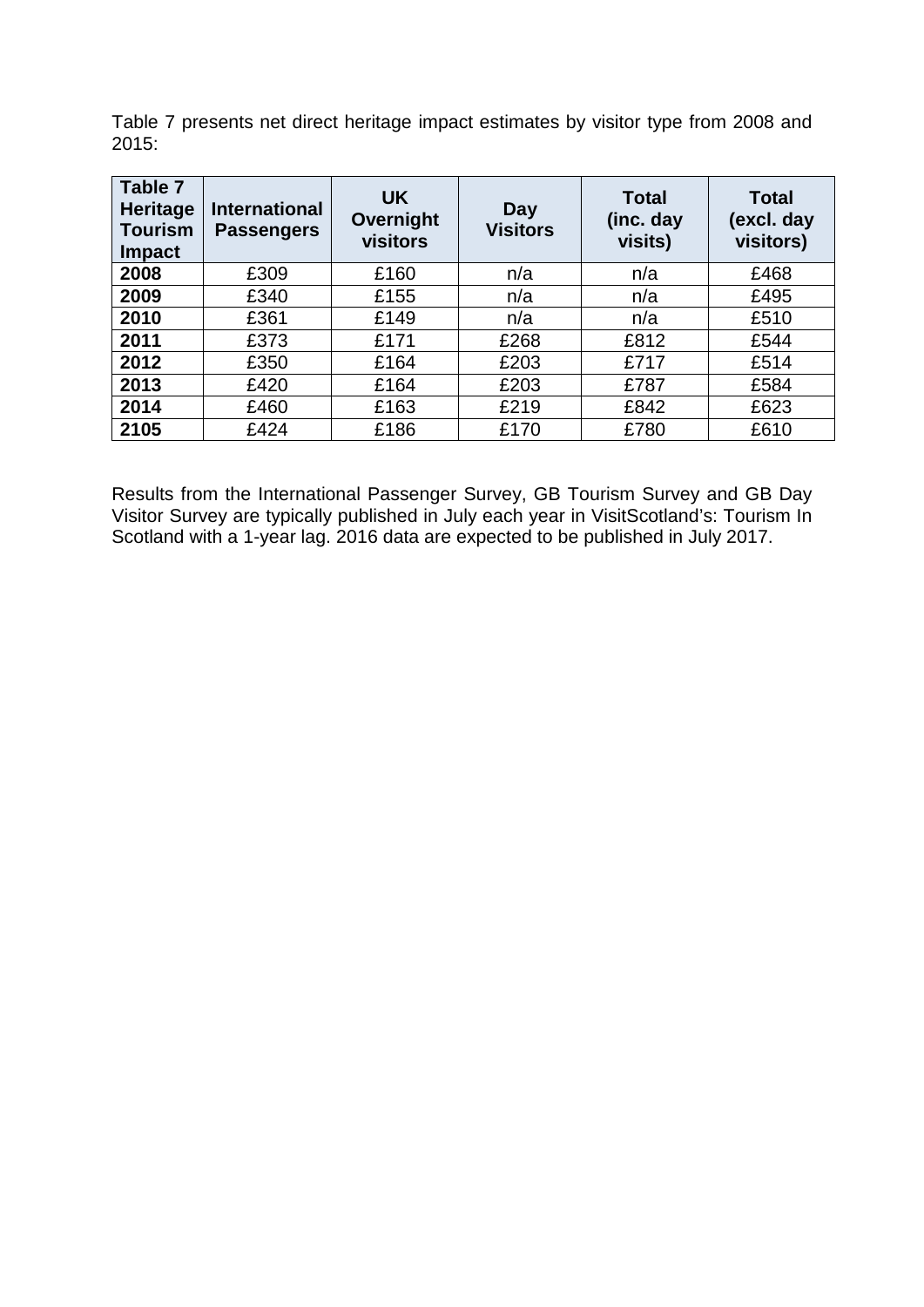Table 7 presents net direct heritage impact estimates by visitor type from 2008 and 2015:

| Table 7 Heritage Tourism Impact | International Passengers | UK Overnight visitors | Day Visitors | Total (inc. day visits) | Total (excl. day visitors) |
|---|---|---|---|---|---|
| **2008** | £309 | £160 | n/a | n/a | £468 |
| **2009** | £340 | £155 | n/a | n/a | £495 |
| **2010** | £361 | £149 | n/a | n/a | £510 |
| **2011** | £373 | £171 | £268 | £812 | £544 |
| **2012** | £350 | £164 | £203 | £717 | £514 |
| **2013** | £420 | £164 | £203 | £787 | £584 |
| **2014** | £460 | £163 | £219 | £842 | £623 |
| **2105** | £424 | £186 | £170 | £780 | £610 |

Results from the International Passenger Survey, GB Tourism Survey and GB Day Visitor Survey are typically published in July each year in VisitScotland's: Tourism In Scotland with a 1-year lag. 2016 data are expected to be published in July 2017.